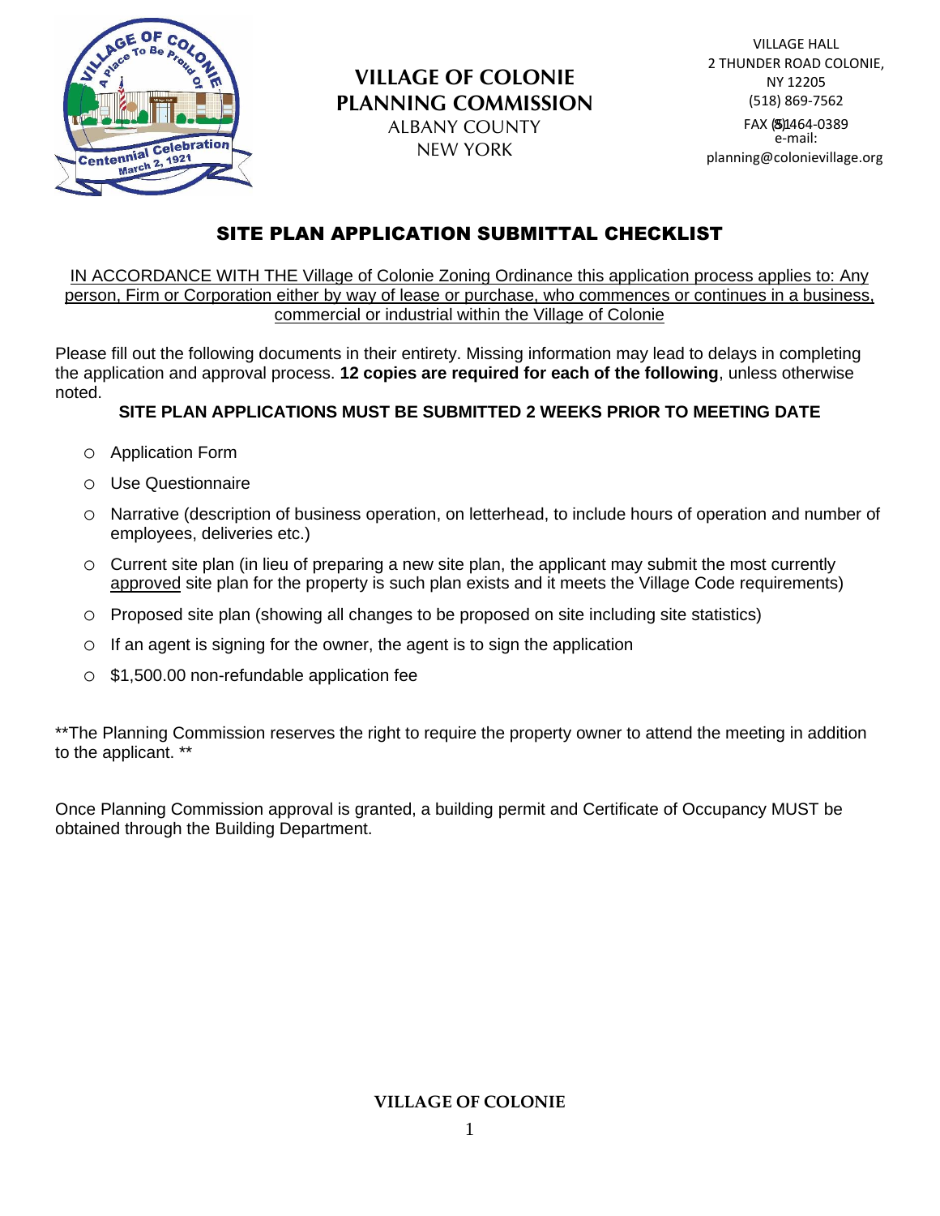# VILLAGE OF COLONIE
# PLANNING COMMISSION

ALBANY COUNTY
NEW YORK

VILLAGE HALL
2 THUNDER ROAD COLONIE, NY 12205
(518) 869-7562
FAX (518) 464-0389
e-mail:
planning@colonievillage.org

## SITE PLAN APPLICATION SUBMITTAL CHECKLIST

IN ACCORDANCE WITH THE Village of Colonie Zoning Ordinance this application process applies to: Any person, Firm or Corporation either by way of lease or purchase, who commences or continues in a business, commercial or industrial within the Village of Colonie

Please fill out the following documents in their entirety. Missing information may lead to delays in completing the application and approval process. **12 copies are required for each of the following**, unless otherwise noted.

**SITE PLAN APPLICATIONS MUST BE SUBMITTED 2 WEEKS PRIOR TO MEETING DATE**

- ○ Application Form
- ○ Use Questionnaire
- ○ Narrative (description of business operation, on letterhead, to include hours of operation and number of employees, deliveries etc.)
- ○ Current site plan (in lieu of preparing a new site plan, the applicant may submit the most currently approved site plan for the property is such plan exists and it meets the Village Code requirements)
- ○ Proposed site plan (showing all changes to be proposed on site including site statistics)
- ○ If an agent is signing for the owner, the agent is to sign the application
- ○ $1,500.00 non-refundable application fee

**The Planning Commission reserves the right to require the property owner to attend the meeting in addition to the applicant. **

Once Planning Commission approval is granted, a building permit and Certificate of Occupancy MUST be obtained through the Building Department.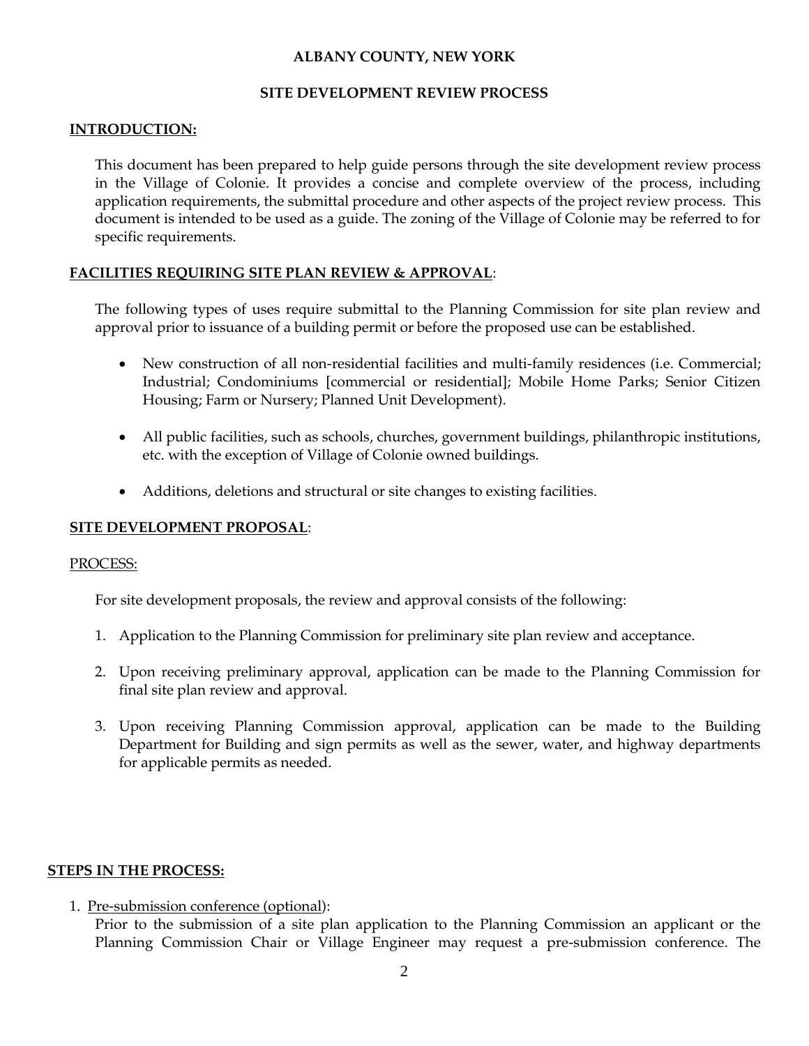**ALBANY COUNTY, NEW YORK**

**SITE DEVELOPMENT REVIEW PROCESS**

**INTRODUCTION:**

This document has been prepared to help guide persons through the site development review process in the Village of Colonie. It provides a concise and complete overview of the process, including application requirements, the submittal procedure and other aspects of the project review process. This document is intended to be used as a guide. The zoning of the Village of Colonie may be referred to for specific requirements.

**FACILITIES REQUIRING SITE PLAN REVIEW & APPROVAL**:

The following types of uses require submittal to the Planning Commission for site plan review and approval prior to issuance of a building permit or before the proposed use can be established.

- New construction of all non-residential facilities and multi-family residences (i.e. Commercial; Industrial; Condominiums [commercial or residential]; Mobile Home Parks; Senior Citizen Housing; Farm or Nursery; Planned Unit Development).
- All public facilities, such as schools, churches, government buildings, philanthropic institutions, etc. with the exception of Village of Colonie owned buildings.
- Additions, deletions and structural or site changes to existing facilities.

**SITE DEVELOPMENT PROPOSAL**:

PROCESS:

For site development proposals, the review and approval consists of the following:

1. Application to the Planning Commission for preliminary site plan review and acceptance.
2. Upon receiving preliminary approval, application can be made to the Planning Commission for final site plan review and approval.
3. Upon receiving Planning Commission approval, application can be made to the Building Department for Building and sign permits as well as the sewer, water, and highway departments for applicable permits as needed.

**STEPS IN THE PROCESS:**

1. Pre-submission conference (optional):
   Prior to the submission of a site plan application to the Planning Commission an applicant or the Planning Commission Chair or Village Engineer may request a pre-submission conference. The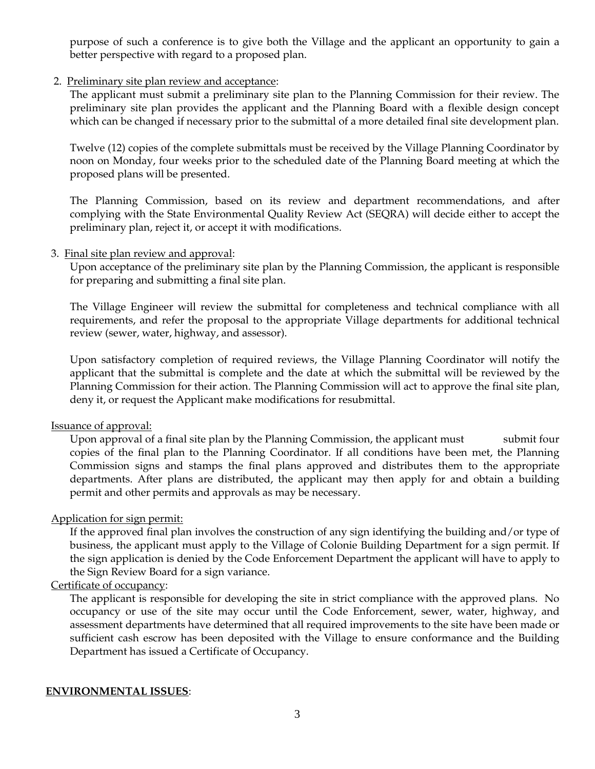purpose of such a conference is to give both the Village and the applicant an opportunity to gain a better perspective with regard to a proposed plan.

2. <u>Preliminary site plan review and acceptance</u>:

   The applicant must submit a preliminary site plan to the Planning Commission for their review. The preliminary site plan provides the applicant and the Planning Board with a flexible design concept which can be changed if necessary prior to the submittal of a more detailed final site development plan.

   Twelve (12) copies of the complete submittals must be received by the Village Planning Coordinator by noon on Monday, four weeks prior to the scheduled date of the Planning Board meeting at which the proposed plans will be presented.

   The Planning Commission, based on its review and department recommendations, and after complying with the State Environmental Quality Review Act (SEQRA) will decide either to accept the preliminary plan, reject it, or accept it with modifications.

3. <u>Final site plan review and approval</u>:

   Upon acceptance of the preliminary site plan by the Planning Commission, the applicant is responsible for preparing and submitting a final site plan.

   The Village Engineer will review the submittal for completeness and technical compliance with all requirements, and refer the proposal to the appropriate Village departments for additional technical review (sewer, water, highway, and assessor).

   Upon satisfactory completion of required reviews, the Village Planning Coordinator will notify the applicant that the submittal is complete and the date at which the submittal will be reviewed by the Planning Commission for their action. The Planning Commission will act to approve the final site plan, deny it, or request the Applicant make modifications for resubmittal.

<u>Issuance of approval:</u>

Upon approval of a final site plan by the Planning Commission, the applicant must submit four copies of the final plan to the Planning Coordinator. If all conditions have been met, the Planning Commission signs and stamps the final plans approved and distributes them to the appropriate departments. After plans are distributed, the applicant may then apply for and obtain a building permit and other permits and approvals as may be necessary.

<u>Application for sign permit:</u>

If the approved final plan involves the construction of any sign identifying the building and/or type of business, the applicant must apply to the Village of Colonie Building Department for a sign permit. If the sign application is denied by the Code Enforcement Department the applicant will have to apply to the Sign Review Board for a sign variance.

<u>Certificate of occupancy</u>:

The applicant is responsible for developing the site in strict compliance with the approved plans. No occupancy or use of the site may occur until the Code Enforcement, sewer, water, highway, and assessment departments have determined that all required improvements to the site have been made or sufficient cash escrow has been deposited with the Village to ensure conformance and the Building Department has issued a Certificate of Occupancy.

**<u>ENVIRONMENTAL ISSUES</u>**: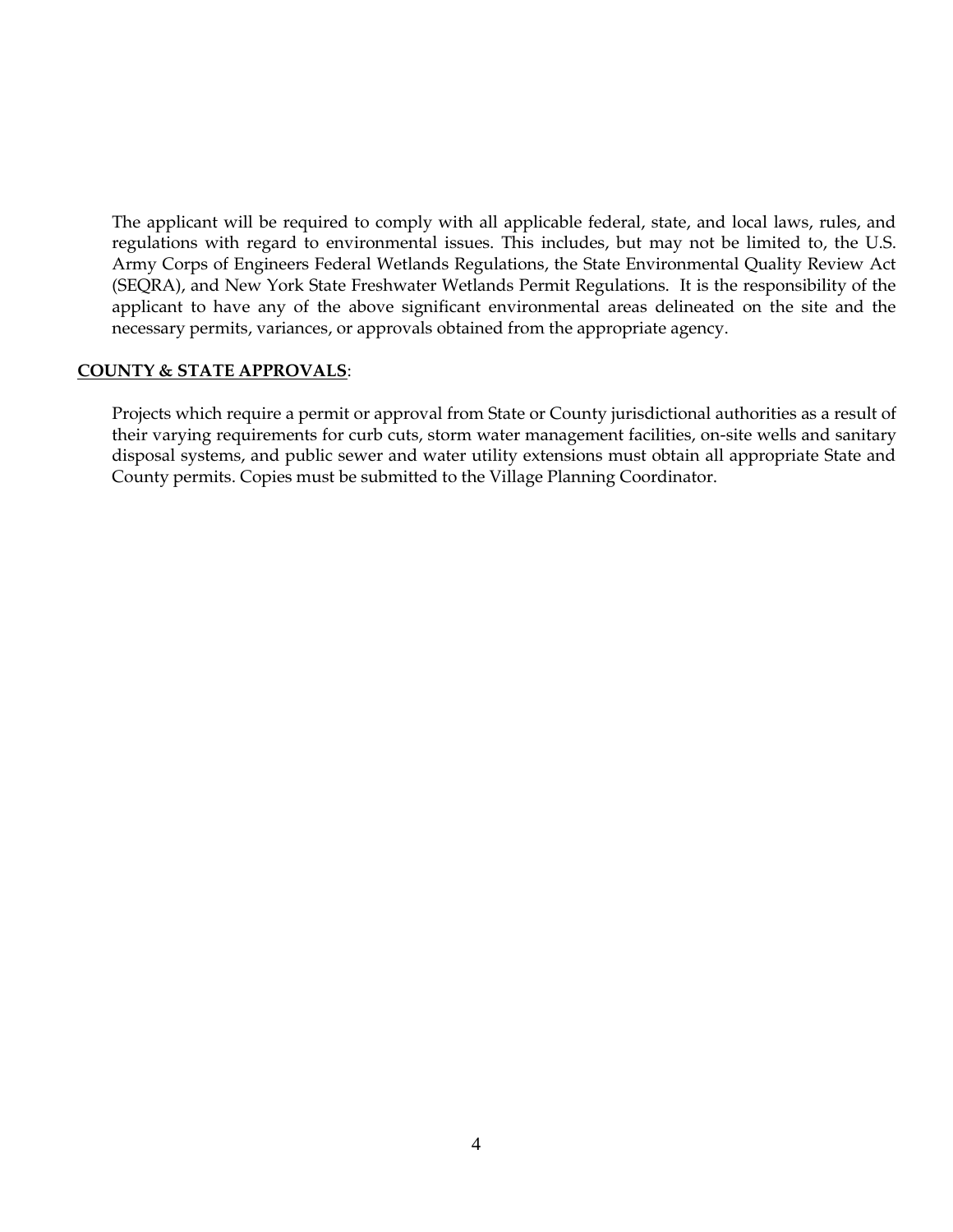The applicant will be required to comply with all applicable federal, state, and local laws, rules, and regulations with regard to environmental issues. This includes, but may not be limited to, the U.S. Army Corps of Engineers Federal Wetlands Regulations, the State Environmental Quality Review Act (SEQRA), and New York State Freshwater Wetlands Permit Regulations. It is the responsibility of the applicant to have any of the above significant environmental areas delineated on the site and the necessary permits, variances, or approvals obtained from the appropriate agency.

**COUNTY & STATE APPROVALS**:

Projects which require a permit or approval from State or County jurisdictional authorities as a result of their varying requirements for curb cuts, storm water management facilities, on-site wells and sanitary disposal systems, and public sewer and water utility extensions must obtain all appropriate State and County permits. Copies must be submitted to the Village Planning Coordinator.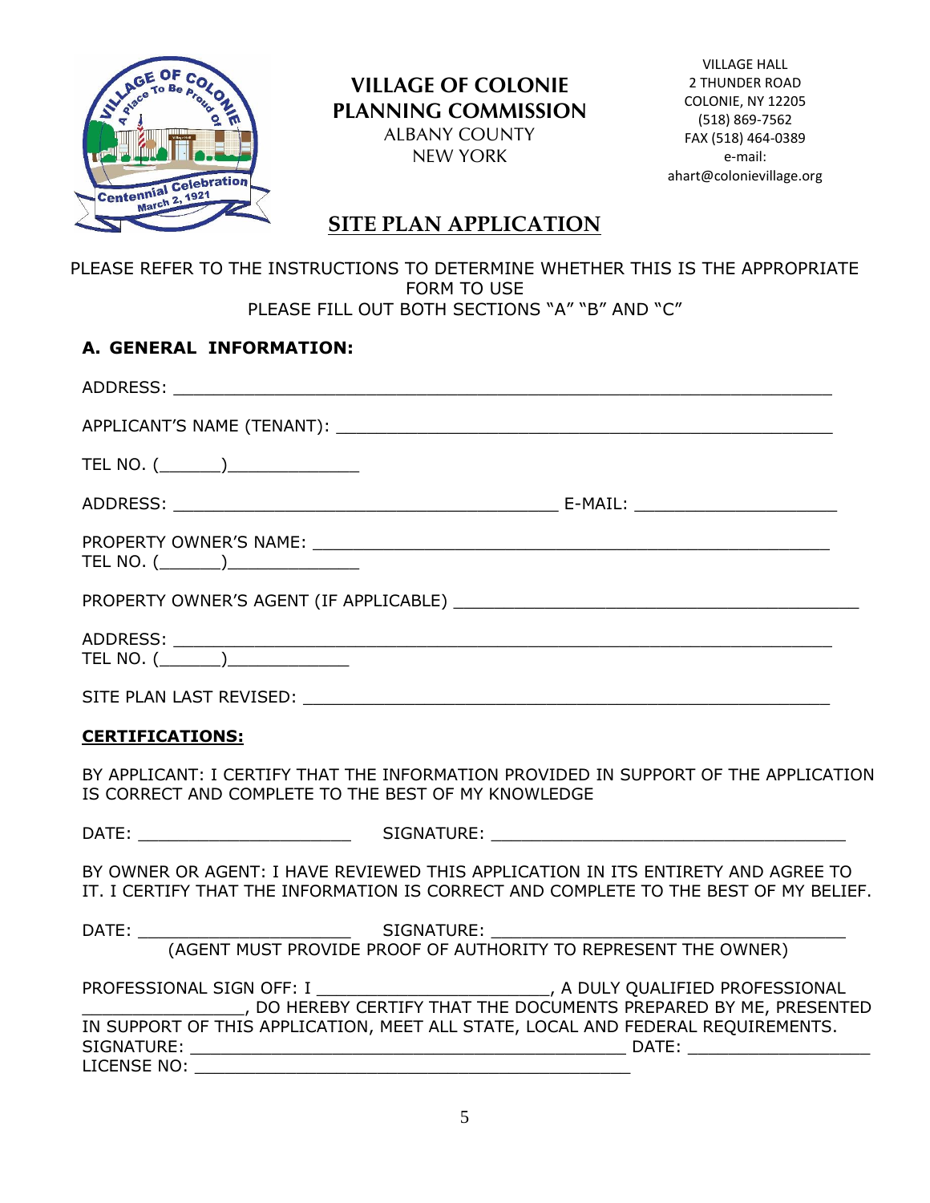# VILLAGE OF COLONIE PLANNING COMMISSION

ALBANY COUNTY
NEW YORK

VILLAGE HALL
2 THUNDER ROAD
COLONIE, NY 12205
(518) 869-7562
FAX (518) 464-0389
e-mail:
ahart@colonievillage.org

## SITE PLAN APPLICATION

PLEASE REFER TO THE INSTRUCTIONS TO DETERMINE WHETHER THIS IS THE APPROPRIATE FORM TO USE
PLEASE FILL OUT BOTH SECTIONS "A" "B" AND "C"

### A. GENERAL INFORMATION:

ADDRESS: ______________________________________________________________

APPLICANT'S NAME (TENANT): ____________________________________________

TEL NO. (______)_____________

ADDRESS: ____________________________________ E-MAIL: ___________________

PROPERTY OWNER'S NAME: ________________________________________________
TEL NO. (______)_____________

PROPERTY OWNER'S AGENT (IF APPLICABLE) ______________________________________

ADDRESS: ______________________________________________________________
TEL NO. (______)____________

SITE PLAN LAST REVISED: _________________________________________________

**CERTIFICATIONS:**

BY APPLICANT: I CERTIFY THAT THE INFORMATION PROVIDED IN SUPPORT OF THE APPLICATION IS CORRECT AND COMPLETE TO THE BEST OF MY KNOWLEDGE

DATE: ____________________ SIGNATURE: __________________________________

BY OWNER OR AGENT: I HAVE REVIEWED THIS APPLICATION IN ITS ENTIRETY AND AGREE TO IT. I CERTIFY THAT THE INFORMATION IS CORRECT AND COMPLETE TO THE BEST OF MY BELIEF.

DATE: ____________________ SIGNATURE: __________________________________
(AGENT MUST PROVIDE PROOF OF AUTHORITY TO REPRESENT THE OWNER)

PROFESSIONAL SIGN OFF: I ______________________, A DULY QUALIFIED PROFESSIONAL _______________, DO HEREBY CERTIFY THAT THE DOCUMENTS PREPARED BY ME, PRESENTED IN SUPPORT OF THIS APPLICATION, MEET ALL STATE, LOCAL AND FEDERAL REQUIREMENTS.
SIGNATURE: __________________________________________ DATE: __________________
LICENSE NO: __________________________________________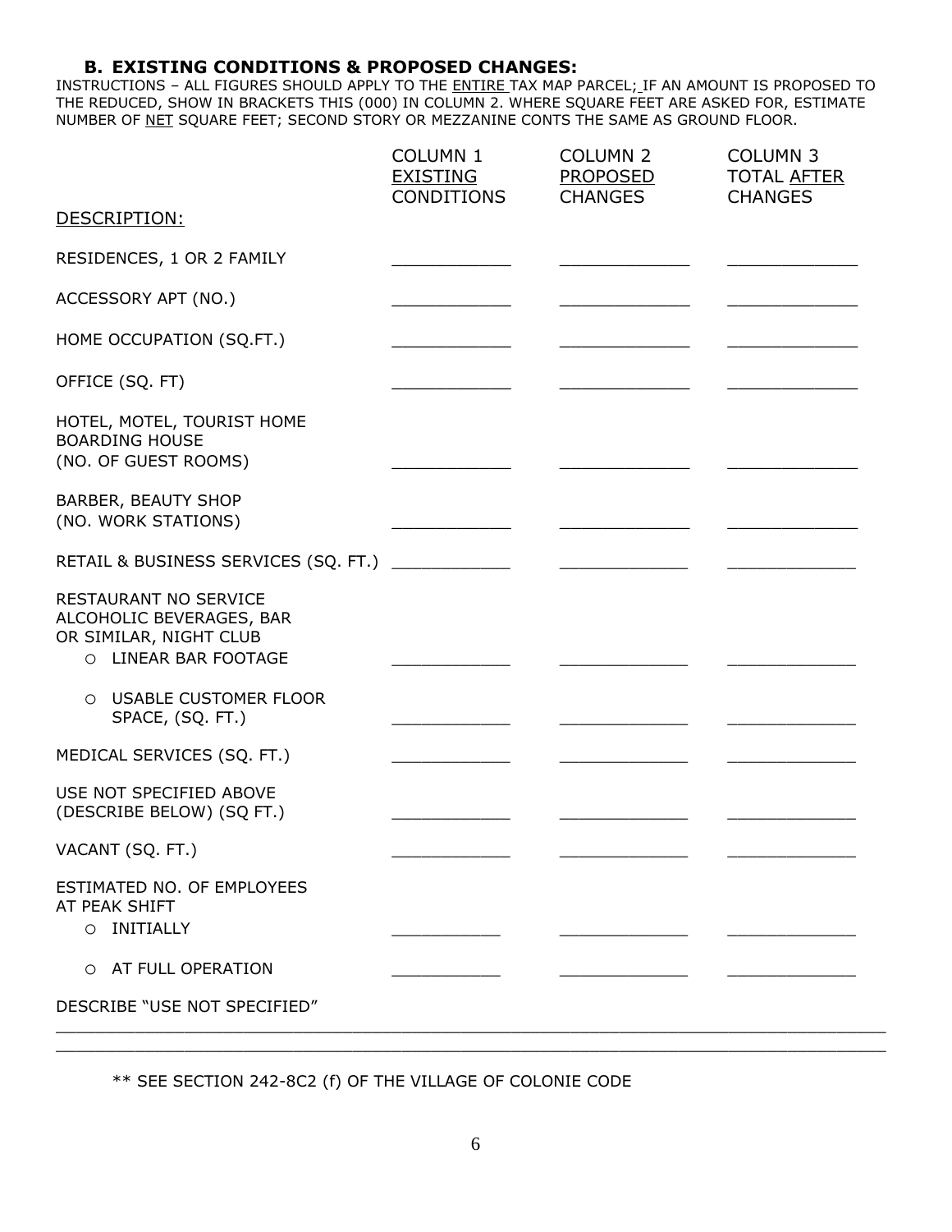### B. EXISTING CONDITIONS & PROPOSED CHANGES:

INSTRUCTIONS – ALL FIGURES SHOULD APPLY TO THE ENTIRE TAX MAP PARCEL; IF AN AMOUNT IS PROPOSED TO THE REDUCED, SHOW IN BRACKETS THIS (000) IN COLUMN 2. WHERE SQUARE FEET ARE ASKED FOR, ESTIMATE NUMBER OF NET SQUARE FEET; SECOND STORY OR MEZZANINE CONTS THE SAME AS GROUND FLOOR.

| DESCRIPTION: | COLUMN 1 EXISTING CONDITIONS | COLUMN 2 PROPOSED CHANGES | COLUMN 3 TOTAL AFTER CHANGES |
|---|---|---|---|
| RESIDENCES, 1 OR 2 FAMILY | ____________ | _____________ | _____________ |
| ACCESSORY APT (NO.) | ____________ | _____________ | _____________ |
| HOME OCCUPATION (SQ.FT.) | ____________ | _____________ | _____________ |
| OFFICE (SQ. FT) | ____________ | _____________ | _____________ |
| HOTEL, MOTEL, TOURIST HOME BOARDING HOUSE (NO. OF GUEST ROOMS) | ____________ | _____________ | _____________ |
| BARBER, BEAUTY SHOP (NO. WORK STATIONS) | ____________ | _____________ | _____________ |
| RETAIL & BUSINESS SERVICES (SQ. FT.) | ____________ | _____________ | _____________ |
| RESTAURANT NO SERVICE ALCOHOLIC BEVERAGES, BAR OR SIMILAR, NIGHT CLUB | | | |
| ○ LINEAR BAR FOOTAGE | ____________ | _____________ | _____________ |
| ○ USABLE CUSTOMER FLOOR SPACE, (SQ. FT.) | ____________ | _____________ | _____________ |
| MEDICAL SERVICES (SQ. FT.) | ____________ | _____________ | _____________ |
| USE NOT SPECIFIED ABOVE (DESCRIBE BELOW) (SQ FT.) | ____________ | _____________ | _____________ |
| VACANT (SQ. FT.) | ____________ | _____________ | _____________ |
| ESTIMATED NO. OF EMPLOYEES AT PEAK SHIFT | | | |
| ○ INITIALLY | ___________ | _____________ | _____________ |
| ○ AT FULL OPERATION | ___________ | _____________ | _____________ |

DESCRIBE "USE NOT SPECIFIED"

_______________________________________________________________________________________

_______________________________________________________________________________________

** SEE SECTION 242-8C2 (f) OF THE VILLAGE OF COLONIE CODE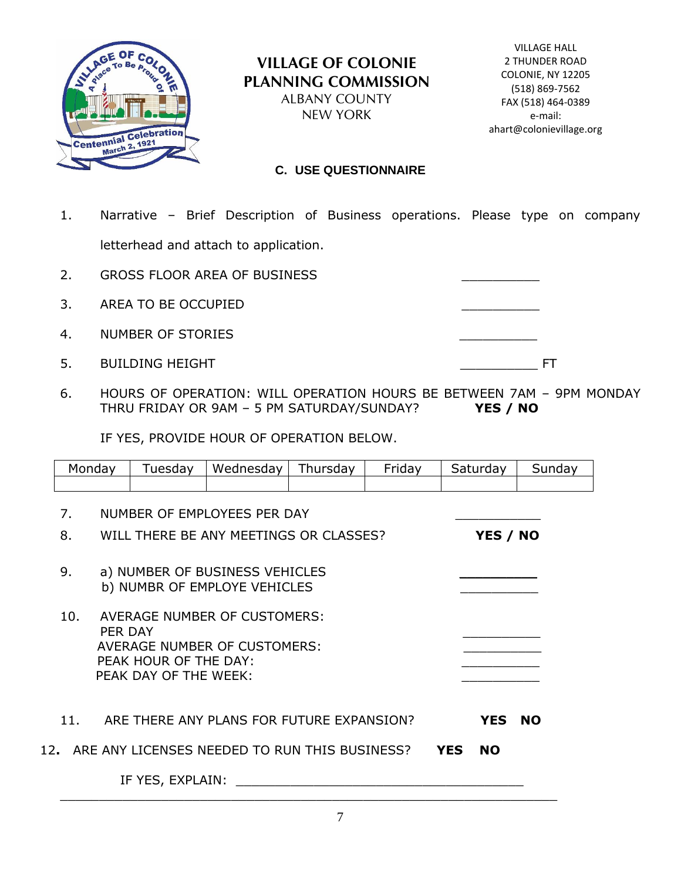# VILLAGE OF COLONIE PLANNING COMMISSION

ALBANY COUNTY
NEW YORK

VILLAGE HALL
2 THUNDER ROAD
COLONIE, NY 12205
(518) 869-7562
FAX (518) 464-0389
e-mail:
ahart@colonievillage.org

## C. USE QUESTIONNAIRE

1. Narrative – Brief Description of Business operations. Please type on company letterhead and attach to application.

2. GROSS FLOOR AREA OF BUSINESS __________

3. AREA TO BE OCCUPIED __________

4. NUMBER OF STORIES __________

5. BUILDING HEIGHT __________ FT

6. HOURS OF OPERATION: WILL OPERATION HOURS BE BETWEEN 7AM – 9PM MONDAY THRU FRIDAY OR 9AM – 5 PM SATURDAY/SUNDAY? **YES / NO**

   IF YES, PROVIDE HOUR OF OPERATION BELOW.

| Monday | Tuesday | Wednesday | Thursday | Friday | Saturday | Sunday |
|---|---|---|---|---|---|---|
| | | | | | | |

7. NUMBER OF EMPLOYEES PER DAY __________

8. WILL THERE BE ANY MEETINGS OR CLASSES? **YES / NO**

9. a) NUMBER OF BUSINESS VEHICLES __________
   b) NUMBR OF EMPLOYE VEHICLES __________

10. AVERAGE NUMBER OF CUSTOMERS:
    PER DAY __________
    AVERAGE NUMBER OF CUSTOMERS: __________
    PEAK HOUR OF THE DAY: __________
    PEAK DAY OF THE WEEK: __________

11. ARE THERE ANY PLANS FOR FUTURE EXPANSION? **YES NO**

12. ARE ANY LICENSES NEEDED TO RUN THIS BUSINESS? **YES NO**

    IF YES, EXPLAIN: ____________________________________

_______________________________________________________________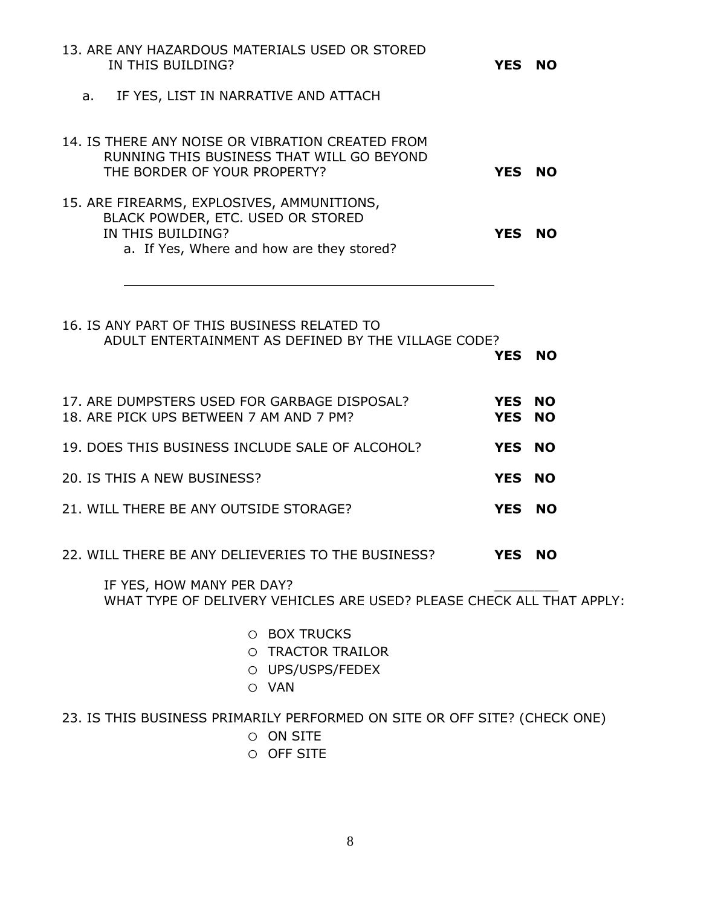13. ARE ANY HAZARDOUS MATERIALS USED OR STORED IN THIS BUILDING? **YES NO**

    a. IF YES, LIST IN NARRATIVE AND ATTACH

14. IS THERE ANY NOISE OR VIBRATION CREATED FROM RUNNING THIS BUSINESS THAT WILL GO BEYOND THE BORDER OF YOUR PROPERTY? **YES NO**

15. ARE FIREARMS, EXPLOSIVES, AMMUNITIONS, BLACK POWDER, ETC. USED OR STORED IN THIS BUILDING? **YES NO**

    a. If Yes, Where and how are they stored?

    ______________________________________________

16. IS ANY PART OF THIS BUSINESS RELATED TO ADULT ENTERTAINMENT AS DEFINED BY THE VILLAGE CODE? **YES NO**

17. ARE DUMPSTERS USED FOR GARBAGE DISPOSAL? **YES NO**

18. ARE PICK UPS BETWEEN 7 AM AND 7 PM? **YES NO**

19. DOES THIS BUSINESS INCLUDE SALE OF ALCOHOL? **YES NO**

20. IS THIS A NEW BUSINESS? **YES NO**

21. WILL THERE BE ANY OUTSIDE STORAGE? **YES NO**

22. WILL THERE BE ANY DELIEVERIES TO THE BUSINESS? **YES NO**

    IF YES, HOW MANY PER DAY? ________

    WHAT TYPE OF DELIVERY VEHICLES ARE USED? PLEASE CHECK ALL THAT APPLY:

    - ○ BOX TRUCKS
    - ○ TRACTOR TRAILOR
    - ○ UPS/USPS/FEDEX
    - ○ VAN

23. IS THIS BUSINESS PRIMARILY PERFORMED ON SITE OR OFF SITE? (CHECK ONE)

    - ○ ON SITE
    - ○ OFF SITE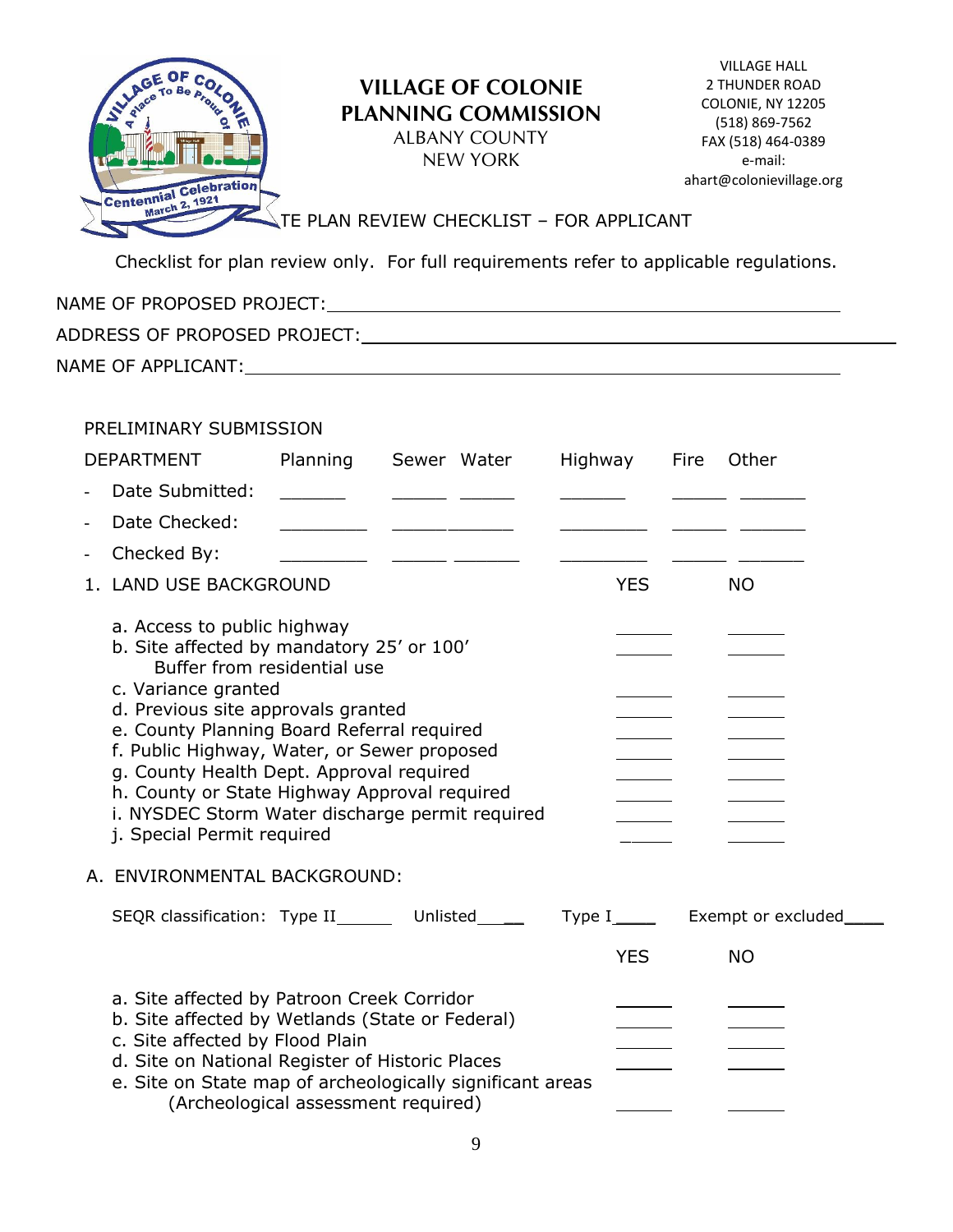# VILLAGE OF COLONIE PLANNING COMMISSION

ALBANY COUNTY
NEW YORK

VILLAGE HALL
2 THUNDER ROAD
COLONIE, NY 12205
(518) 869-7562
FAX (518) 464-0389
e-mail:
ahart@colonievillage.org

## TE PLAN REVIEW CHECKLIST – FOR APPLICANT

Checklist for plan review only. For full requirements refer to applicable regulations.

NAME OF PROPOSED PROJECT: ______________________________

ADDRESS OF PROPOSED PROJECT: ______________________________

NAME OF APPLICANT: ______________________________

PRELIMINARY SUBMISSION

| DEPARTMENT | Planning | Sewer | Water | Highway | Fire | Other |
|---|---|---|---|---|---|---|
| - Date Submitted: | ______ | _____ | _____ | ______ | _____ | ______ |
| - Date Checked: | ________ | _____ | _____ | ________ | _____ | ______ |
| - Checked By: | ________ | _____ | ______ | ________ | _____ | ______ |

### 1. LAND USE BACKGROUND

| | YES | NO |
|---|---|---|
| a. Access to public highway | ______ | ______ |
| b. Site affected by mandatory 25' or 100' Buffer from residential use | ______ | ______ |
| c. Variance granted | ______ | ______ |
| d. Previous site approvals granted | ______ | ______ |
| e. County Planning Board Referral required | ______ | ______ |
| f. Public Highway, Water, or Sewer proposed | ______ | ______ |
| g. County Health Dept. Approval required | ______ | ______ |
| h. County or State Highway Approval required | ______ | ______ |
| i. NYSDEC Storm Water discharge permit required | ______ | ______ |
| j. Special Permit required | ______ | ______ |

### A. ENVIRONMENTAL BACKGROUND:

SEQR classification: Type II______ Unlisted_____ Type I____ Exempt or excluded____

| | YES | NO |
|---|---|---|
| a. Site affected by Patroon Creek Corridor | ______ | ______ |
| b. Site affected by Wetlands (State or Federal) | ______ | ______ |
| c. Site affected by Flood Plain | ______ | ______ |
| d. Site on National Register of Historic Places | ______ | ______ |
| e. Site on State map of archeologically significant areas (Archeological assessment required) | ______ | ______ |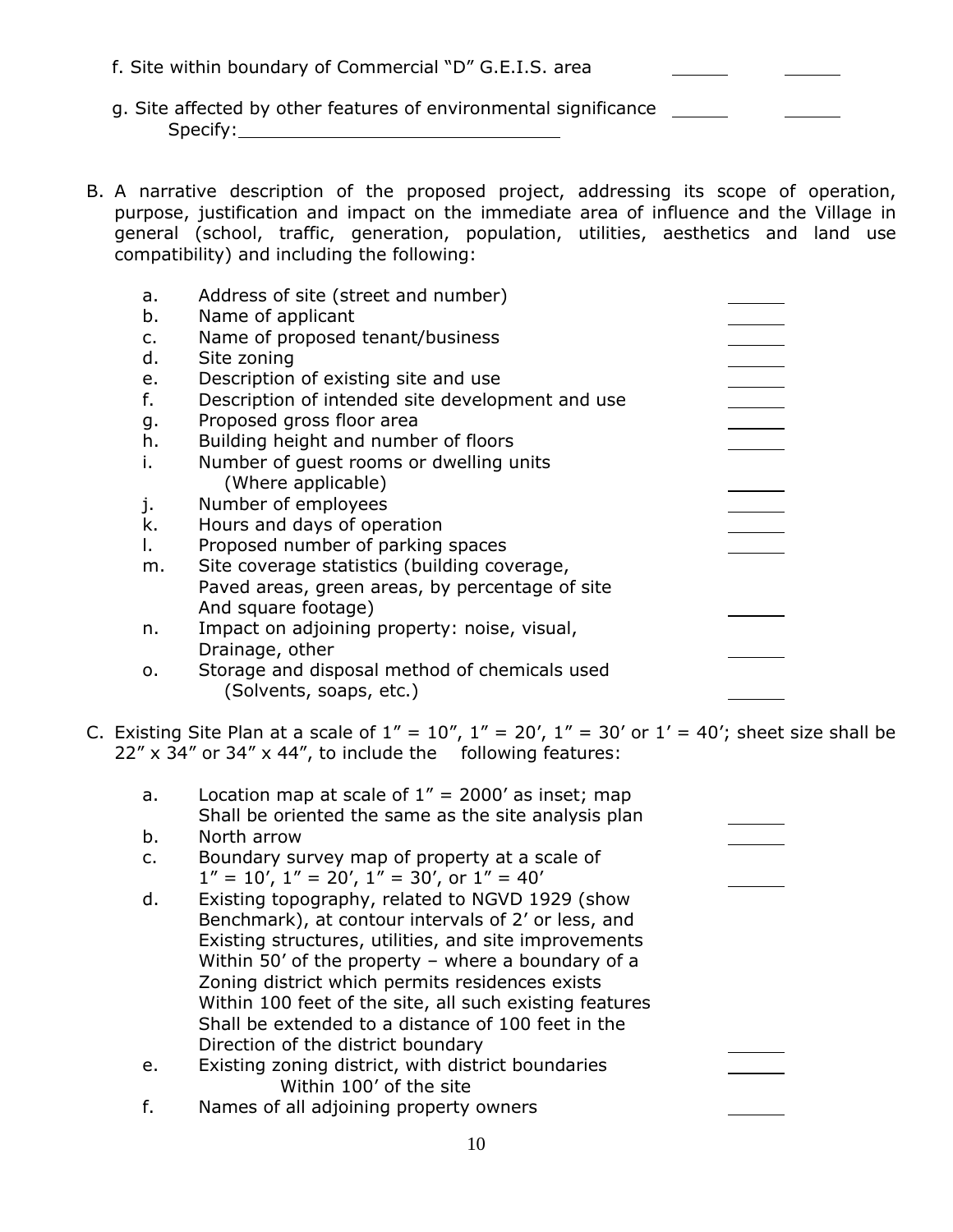f. Site within boundary of Commercial "D" G.E.I.S. area ______ ______

g. Site affected by other features of environmental significance ______ ______
   Specify: ______________________________

B. A narrative description of the proposed project, addressing its scope of operation, purpose, justification and impact on the immediate area of influence and the Village in general (school, traffic, generation, population, utilities, aesthetics and land use compatibility) and including the following:

| | | |
|---|---|---|
| a. | Address of site (street and number) | ______ |
| b. | Name of applicant | ______ |
| c. | Name of proposed tenant/business | ______ |
| d. | Site zoning | ______ |
| e. | Description of existing site and use | ______ |
| f. | Description of intended site development and use | ______ |
| g. | Proposed gross floor area | ______ |
| h. | Building height and number of floors | ______ |
| i. | Number of guest rooms or dwelling units (Where applicable) | ______ |
| j. | Number of employees | ______ |
| k. | Hours and days of operation | ______ |
| l. | Proposed number of parking spaces | ______ |
| m. | Site coverage statistics (building coverage, Paved areas, green areas, by percentage of site And square footage) | ______ |
| n. | Impact on adjoining property: noise, visual, Drainage, other | ______ |
| o. | Storage and disposal method of chemicals used (Solvents, soaps, etc.) | ______ |

C. Existing Site Plan at a scale of 1" = 10", 1" = 20', 1" = 30' or 1' = 40'; sheet size shall be 22" x 34" or 34" x 44", to include the following features:

| | | |
|---|---|---|
| a. | Location map at scale of 1" = 2000' as inset; map Shall be oriented the same as the site analysis plan | ______ |
| b. | North arrow | ______ |
| c. | Boundary survey map of property at a scale of 1" = 10', 1" = 20', 1" = 30', or 1" = 40' | ______ |
| d. | Existing topography, related to NGVD 1929 (show Benchmark), at contour intervals of 2' or less, and Existing structures, utilities, and site improvements Within 50' of the property – where a boundary of a Zoning district which permits residences exists Within 100 feet of the site, all such existing features Shall be extended to a distance of 100 feet in the Direction of the district boundary | ______ |
| e. | Existing zoning district, with district boundaries Within 100' of the site | ______ |
| f. | Names of all adjoining property owners | ______ |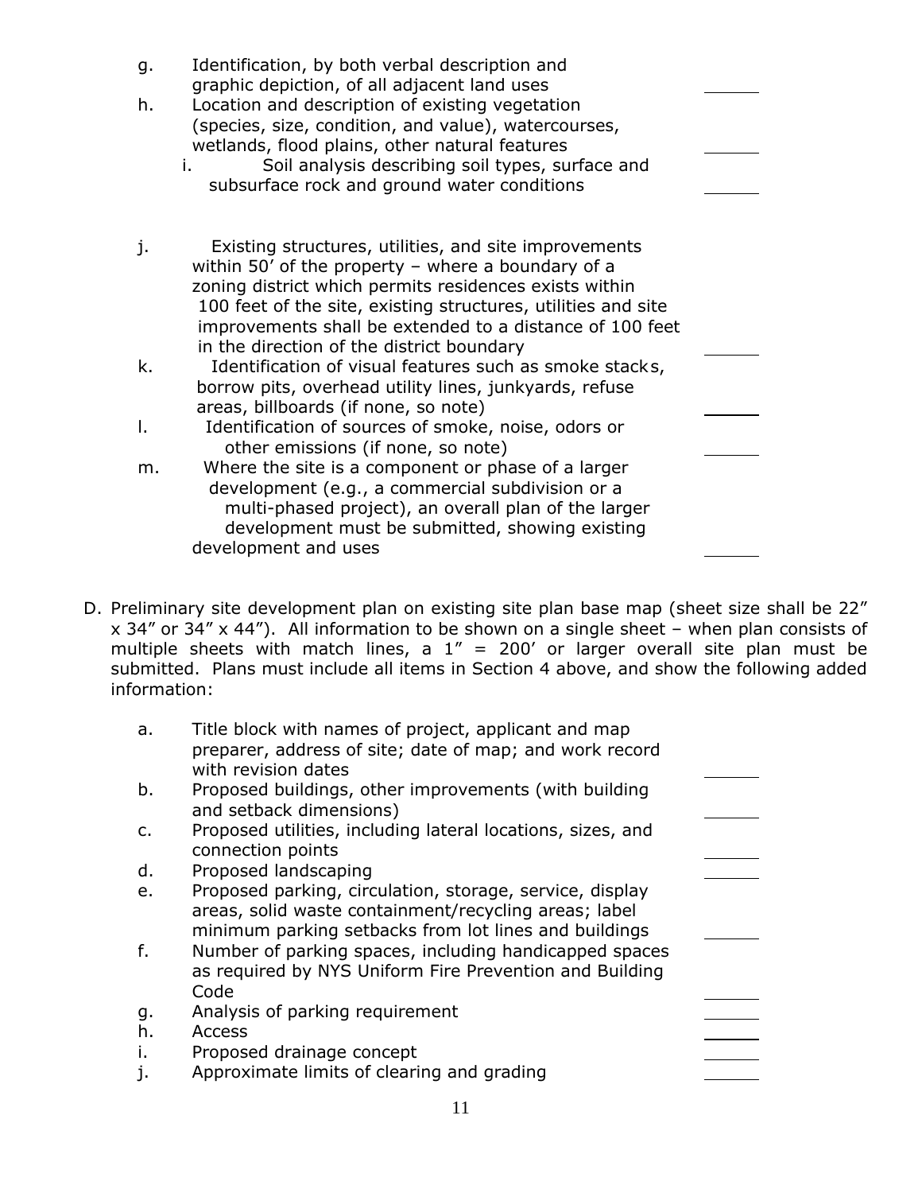g. Identification, by both verbal description and graphic depiction, of all adjacent land uses \_\_\_\_\_\_

h. Location and description of existing vegetation (species, size, condition, and value), watercourses, wetlands, flood plains, other natural features \_\_\_\_\_\_

i. Soil analysis describing soil types, surface and subsurface rock and ground water conditions \_\_\_\_\_\_

j. Existing structures, utilities, and site improvements within 50' of the property – where a boundary of a zoning district which permits residences exists within 100 feet of the site, existing structures, utilities and site improvements shall be extended to a distance of 100 feet in the direction of the district boundary \_\_\_\_\_\_

k. Identification of visual features such as smoke stacks, borrow pits, overhead utility lines, junkyards, refuse areas, billboards (if none, so note) \_\_\_\_\_\_

l. Identification of sources of smoke, noise, odors or other emissions (if none, so note) \_\_\_\_\_\_

m. Where the site is a component or phase of a larger development (e.g., a commercial subdivision or a multi-phased project), an overall plan of the larger development must be submitted, showing existing development and uses \_\_\_\_\_\_

D. Preliminary site development plan on existing site plan base map (sheet size shall be 22" x 34" or 34" x 44"). All information to be shown on a single sheet – when plan consists of multiple sheets with match lines, a 1" = 200' or larger overall site plan must be submitted. Plans must include all items in Section 4 above, and show the following added information:

a. Title block with names of project, applicant and map preparer, address of site; date of map; and work record with revision dates \_\_\_\_\_\_

b. Proposed buildings, other improvements (with building and setback dimensions) \_\_\_\_\_\_

c. Proposed utilities, including lateral locations, sizes, and connection points \_\_\_\_\_\_

d. Proposed landscaping \_\_\_\_\_\_

e. Proposed parking, circulation, storage, service, display areas, solid waste containment/recycling areas; label minimum parking setbacks from lot lines and buildings \_\_\_\_\_\_

f. Number of parking spaces, including handicapped spaces as required by NYS Uniform Fire Prevention and Building Code \_\_\_\_\_\_

g. Analysis of parking requirement \_\_\_\_\_\_

h. Access \_\_\_\_\_\_

i. Proposed drainage concept \_\_\_\_\_\_

j. Approximate limits of clearing and grading \_\_\_\_\_\_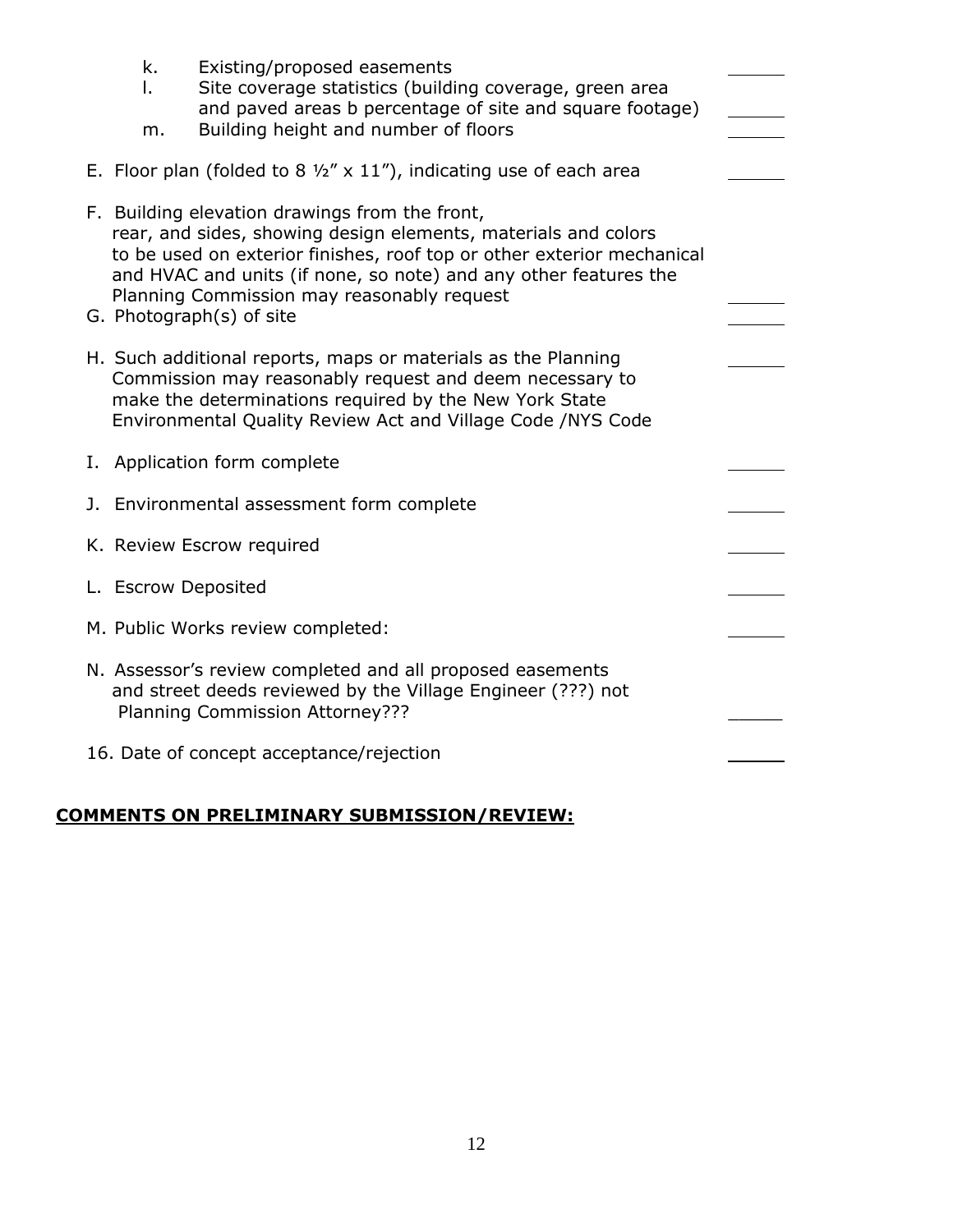k. Existing/proposed easements ______
l. Site coverage statistics (building coverage, green area and paved areas b percentage of site and square footage) ______
m. Building height and number of floors ______

E. Floor plan (folded to 8 ½" x 11"), indicating use of each area ______

F. Building elevation drawings from the front, rear, and sides, showing design elements, materials and colors to be used on exterior finishes, roof top or other exterior mechanical and HVAC and units (if none, so note) and any other features the Planning Commission may reasonably request ______

G. Photograph(s) of site ______

H. Such additional reports, maps or materials as the Planning Commission may reasonably request and deem necessary to make the determinations required by the New York State Environmental Quality Review Act and Village Code /NYS Code ______

I. Application form complete ______

J. Environmental assessment form complete ______

K. Review Escrow required ______

L. Escrow Deposited ______

M. Public Works review completed: ______

N. Assessor's review completed and all proposed easements and street deeds reviewed by the Village Engineer (???) not Planning Commission Attorney??? ______

16. Date of concept acceptance/rejection ______

**COMMENTS ON PRELIMINARY SUBMISSION/REVIEW:**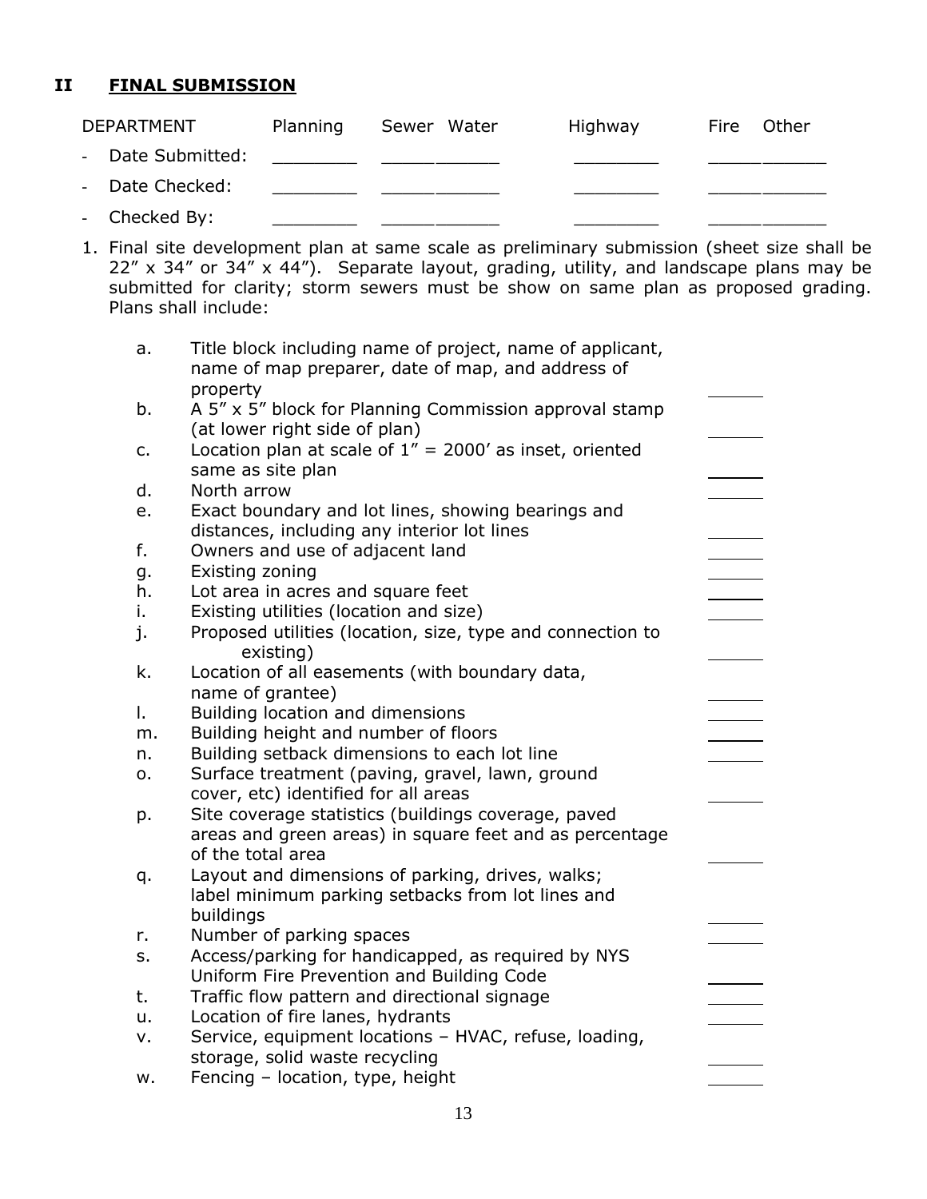## II FINAL SUBMISSION

| DEPARTMENT | Planning | Sewer | Water | Highway | Fire | Other |
|---|---|---|---|---|---|---|
| - Date Submitted: | ________ | ________ | ________ | ________ | ________ | ________ |
| - Date Checked: | ________ | ________ | ________ | ________ | ________ | ________ |
| - Checked By: | ________ | ________ | ________ | ________ | ________ | ________ |

1. Final site development plan at same scale as preliminary submission (sheet size shall be 22" x 34" or 34" x 44"). Separate layout, grading, utility, and landscape plans may be submitted for clarity; storm sewers must be show on same plan as proposed grading. Plans shall include:

   a. Title block including name of project, name of applicant, name of map preparer, date of map, and address of property ______
   b. A 5" x 5" block for Planning Commission approval stamp (at lower right side of plan) ______
   c. Location plan at scale of 1" = 2000' as inset, oriented same as site plan ______
   d. North arrow ______
   e. Exact boundary and lot lines, showing bearings and distances, including any interior lot lines ______
   f. Owners and use of adjacent land ______
   g. Existing zoning ______
   h. Lot area in acres and square feet ______
   i. Existing utilities (location and size) ______
   j. Proposed utilities (location, size, type and connection to existing) ______
   k. Location of all easements (with boundary data, name of grantee) ______
   l. Building location and dimensions ______
   m. Building height and number of floors ______
   n. Building setback dimensions to each lot line ______
   o. Surface treatment (paving, gravel, lawn, ground cover, etc) identified for all areas ______
   p. Site coverage statistics (buildings coverage, paved areas and green areas) in square feet and as percentage of the total area ______
   q. Layout and dimensions of parking, drives, walks; label minimum parking setbacks from lot lines and buildings ______
   r. Number of parking spaces ______
   s. Access/parking for handicapped, as required by NYS Uniform Fire Prevention and Building Code ______
   t. Traffic flow pattern and directional signage ______
   u. Location of fire lanes, hydrants ______
   v. Service, equipment locations – HVAC, refuse, loading, storage, solid waste recycling ______
   w. Fencing – location, type, height ______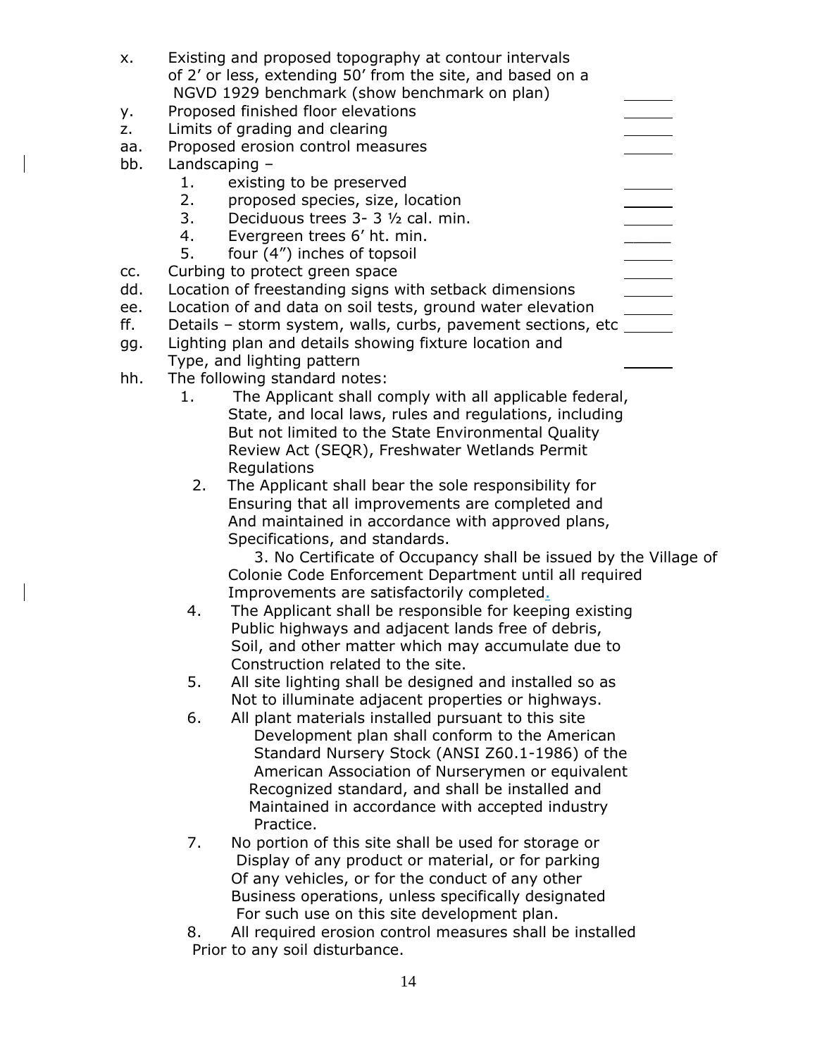x. Existing and proposed topography at contour intervals of 2' or less, extending 50' from the site, and based on a NGVD 1929 benchmark (show benchmark on plan) ______

y. Proposed finished floor elevations ______

z. Limits of grading and clearing ______

aa. Proposed erosion control measures ______

bb. Landscaping –

1. existing to be preserved ______
2. proposed species, size, location ______
3. Deciduous trees 3- 3 ½ cal. min. ______
4. Evergreen trees 6' ht. min. ______
5. four (4") inches of topsoil ______

cc. Curbing to protect green space ______

dd. Location of freestanding signs with setback dimensions ______

ee. Location of and data on soil tests, ground water elevation ______

ff. Details – storm system, walls, curbs, pavement sections, etc ______

gg. Lighting plan and details showing fixture location and Type, and lighting pattern ______

hh. The following standard notes:

1. The Applicant shall comply with all applicable federal, State, and local laws, rules and regulations, including But not limited to the State Environmental Quality Review Act (SEQR), Freshwater Wetlands Permit Regulations
2. The Applicant shall bear the sole responsibility for Ensuring that all improvements are completed and And maintained in accordance with approved plans, Specifications, and standards.
3. No Certificate of Occupancy shall be issued by the Village of Colonie Code Enforcement Department until all required Improvements are satisfactorily completed.
4. The Applicant shall be responsible for keeping existing Public highways and adjacent lands free of debris, Soil, and other matter which may accumulate due to Construction related to the site.
5. All site lighting shall be designed and installed so as Not to illuminate adjacent properties or highways.
6. All plant materials installed pursuant to this site Development plan shall conform to the American Standard Nursery Stock (ANSI Z60.1-1986) of the American Association of Nurserymen or equivalent Recognized standard, and shall be installed and Maintained in accordance with accepted industry Practice.
7. No portion of this site shall be used for storage or Display of any product or material, or for parking Of any vehicles, or for the conduct of any other Business operations, unless specifically designated For such use on this site development plan.
8. All required erosion control measures shall be installed Prior to any soil disturbance.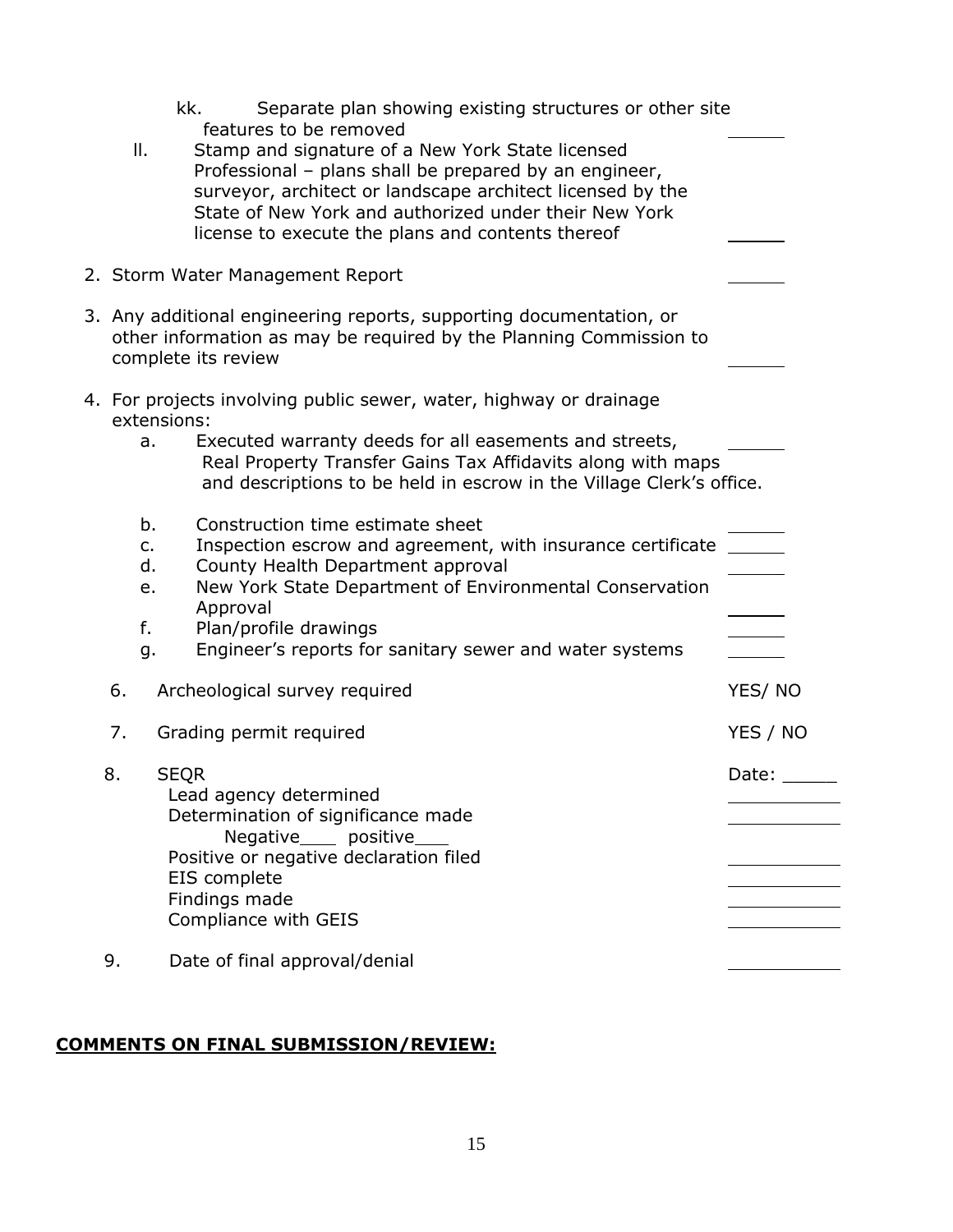kk. Separate plan showing existing structures or other site features to be removed \_\_\_\_\_\_

ll. Stamp and signature of a New York State licensed Professional – plans shall be prepared by an engineer, surveyor, architect or landscape architect licensed by the State of New York and authorized under their New York license to execute the plans and contents thereof \_\_\_\_\_\_

2. Storm Water Management Report \_\_\_\_\_\_

3. Any additional engineering reports, supporting documentation, or other information as may be required by the Planning Commission to complete its review \_\_\_\_\_\_

4. For projects involving public sewer, water, highway or drainage extensions:
   - a. Executed warranty deeds for all easements and streets, Real Property Transfer Gains Tax Affidavits along with maps and descriptions to be held in escrow in the Village Clerk's office. \_\_\_\_\_\_
   - b. Construction time estimate sheet \_\_\_\_\_\_
   - c. Inspection escrow and agreement, with insurance certificate \_\_\_\_\_\_
   - d. County Health Department approval \_\_\_\_\_\_
   - e. New York State Department of Environmental Conservation Approval \_\_\_\_\_\_
   - f. Plan/profile drawings \_\_\_\_\_\_
   - g. Engineer's reports for sanitary sewer and water systems \_\_\_\_\_\_

6. Archeological survey required YES/ NO

7. Grading permit required YES / NO

8. SEQR Date: \_\_\_\_\_
   - Lead agency determined \_\_\_\_\_\_\_\_\_\_\_
   - Determination of significance made \_\_\_\_\_\_\_\_\_\_\_
     - Negative\_\_\_\_ positive\_\_\_\_
   - Positive or negative declaration filed \_\_\_\_\_\_\_\_\_\_\_
   - EIS complete \_\_\_\_\_\_\_\_\_\_\_
   - Findings made \_\_\_\_\_\_\_\_\_\_\_
   - Compliance with GEIS \_\_\_\_\_\_\_\_\_\_\_

9. Date of final approval/denial \_\_\_\_\_\_\_\_\_\_\_

**COMMENTS ON FINAL SUBMISSION/REVIEW:**